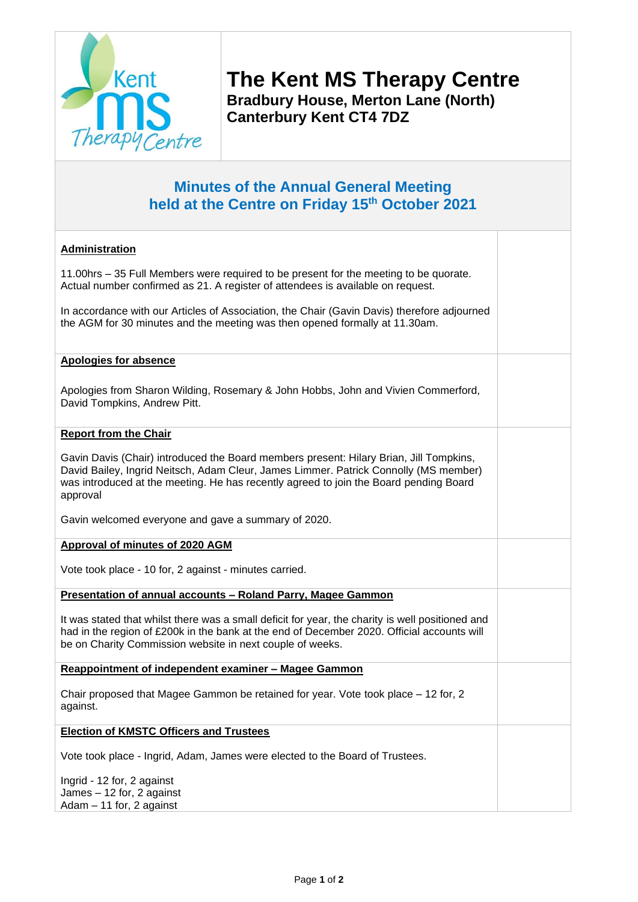# The Kent MS Therapy Centre

**Bradbury House, Merton Lane (North)**
**Canterbury Kent CT4 7DZ**

## Minutes of the Annual General Meeting held at the Centre on Friday 15th October 2021

**Administration**

11.00hrs – 35 Full Members were required to be present for the meeting to be quorate. Actual number confirmed as 21. A register of attendees is available on request.

In accordance with our Articles of Association, the Chair (Gavin Davis) therefore adjourned the AGM for 30 minutes and the meeting was then opened formally at 11.30am.

**Apologies for absence**

Apologies from Sharon Wilding, Rosemary & John Hobbs, John and Vivien Commerford, David Tompkins, Andrew Pitt.

**Report from the Chair**

Gavin Davis (Chair) introduced the Board members present: Hilary Brian, Jill Tompkins, David Bailey, Ingrid Neitsch, Adam Cleur, James Limmer. Patrick Connolly (MS member) was introduced at the meeting. He has recently agreed to join the Board pending Board approval

Gavin welcomed everyone and gave a summary of 2020.

**Approval of minutes of 2020 AGM**

Vote took place - 10 for, 2 against - minutes carried.

**Presentation of annual accounts – Roland Parry, Magee Gammon**

It was stated that whilst there was a small deficit for year, the charity is well positioned and had in the region of £200k in the bank at the end of December 2020. Official accounts will be on Charity Commission website in next couple of weeks.

**Reappointment of independent examiner – Magee Gammon**

Chair proposed that Magee Gammon be retained for year. Vote took place – 12 for, 2 against.

**Election of KMSTC Officers and Trustees**

Vote took place - Ingrid, Adam, James were elected to the Board of Trustees.

Ingrid - 12 for, 2 against
James – 12 for, 2 against
Adam – 11 for, 2 against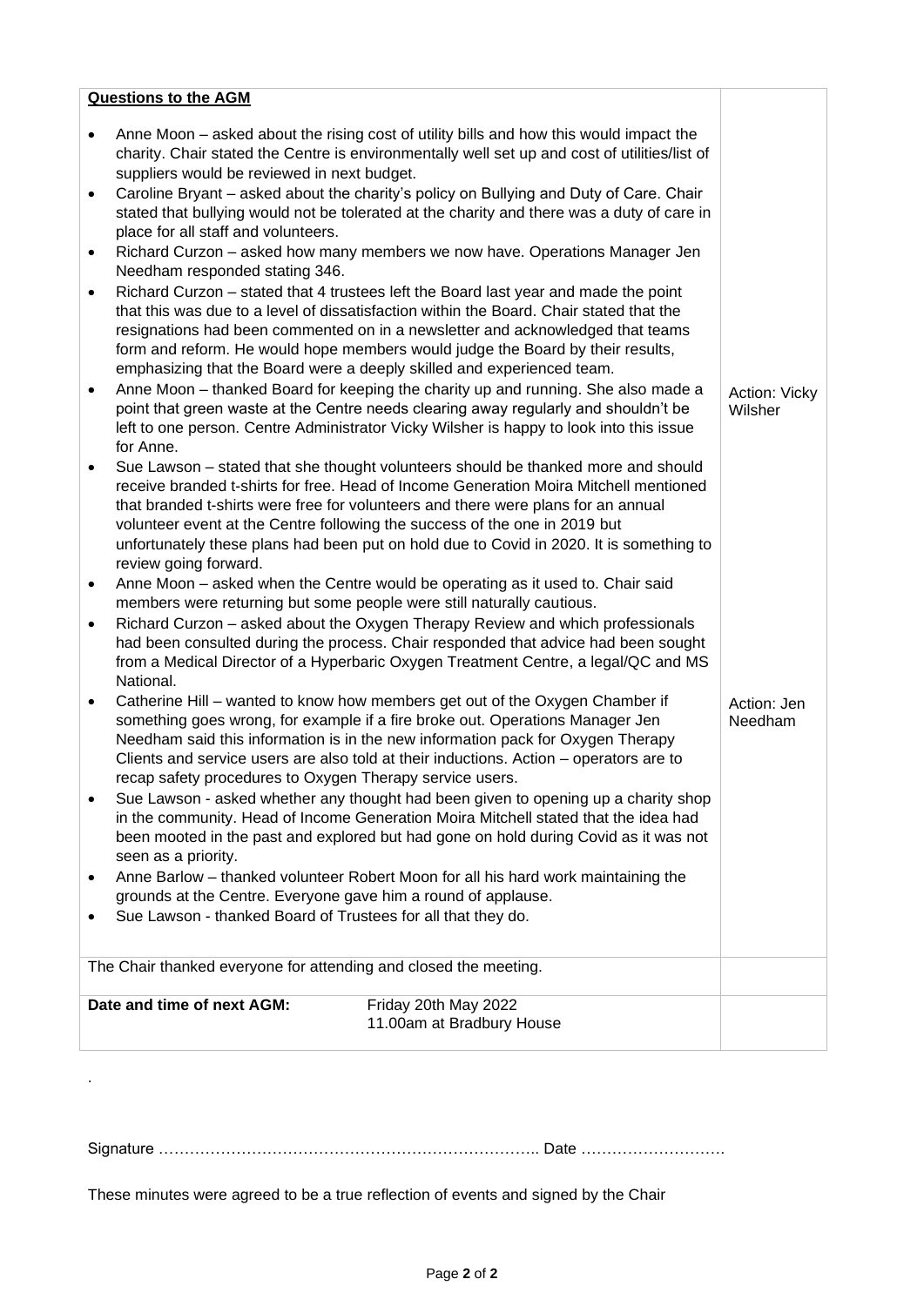| Questions to the AGM | |
|---|---|
| • Anne Moon – asked about the rising cost of utility bills and how this would impact the charity. Chair stated the Centre is environmentally well set up and cost of utilities/list of suppliers would be reviewed in next budget.<br>• Caroline Bryant – asked about the charity's policy on Bullying and Duty of Care. Chair stated that bullying would not be tolerated at the charity and there was a duty of care in place for all staff and volunteers.<br>• Richard Curzon – asked how many members we now have. Operations Manager Jen Needham responded stating 346.<br>• Richard Curzon – stated that 4 trustees left the Board last year and made the point that this was due to a level of dissatisfaction within the Board. Chair stated that the resignations had been commented on in a newsletter and acknowledged that teams form and reform. He would hope members would judge the Board by their results, emphasizing that the Board were a deeply skilled and experienced team.<br>• Anne Moon – thanked Board for keeping the charity up and running. She also made a point that green waste at the Centre needs clearing away regularly and shouldn't be left to one person. Centre Administrator Vicky Wilsher is happy to look into this issue for Anne.<br>• Sue Lawson – stated that she thought volunteers should be thanked more and should receive branded t-shirts for free. Head of Income Generation Moira Mitchell mentioned that branded t-shirts were free for volunteers and there were plans for an annual volunteer event at the Centre following the success of the one in 2019 but unfortunately these plans had been put on hold due to Covid in 2020. It is something to review going forward.<br>• Anne Moon – asked when the Centre would be operating as it used to. Chair said members were returning but some people were still naturally cautious.<br>• Richard Curzon – asked about the Oxygen Therapy Review and which professionals had been consulted during the process. Chair responded that advice had been sought from a Medical Director of a Hyperbaric Oxygen Treatment Centre, a legal/QC and MS National.<br>• Catherine Hill – wanted to know how members get out of the Oxygen Chamber if something goes wrong, for example if a fire broke out. Operations Manager Jen Needham said this information is in the new information pack for Oxygen Therapy Clients and service users are also told at their inductions. Action – operators are to recap safety procedures to Oxygen Therapy service users.<br>• Sue Lawson - asked whether any thought had been given to opening up a charity shop in the community. Head of Income Generation Moira Mitchell stated that the idea had been mooted in the past and explored but had gone on hold during Covid as it was not seen as a priority.<br>• Anne Barlow – thanked volunteer Robert Moon for all his hard work maintaining the grounds at the Centre. Everyone gave him a round of applause.<br>• Sue Lawson - thanked Board of Trustees for all that they do. | Action: Vicky Wilsher<br><br>Action: Jen Needham |
| The Chair thanked everyone for attending and closed the meeting. | |
| **Date and time of next AGM:** Friday 20th May 2022<br>11.00am at Bradbury House | |

.

Signature ……………………………………………………………….. Date ……………………….

These minutes were agreed to be a true reflection of events and signed by the Chair